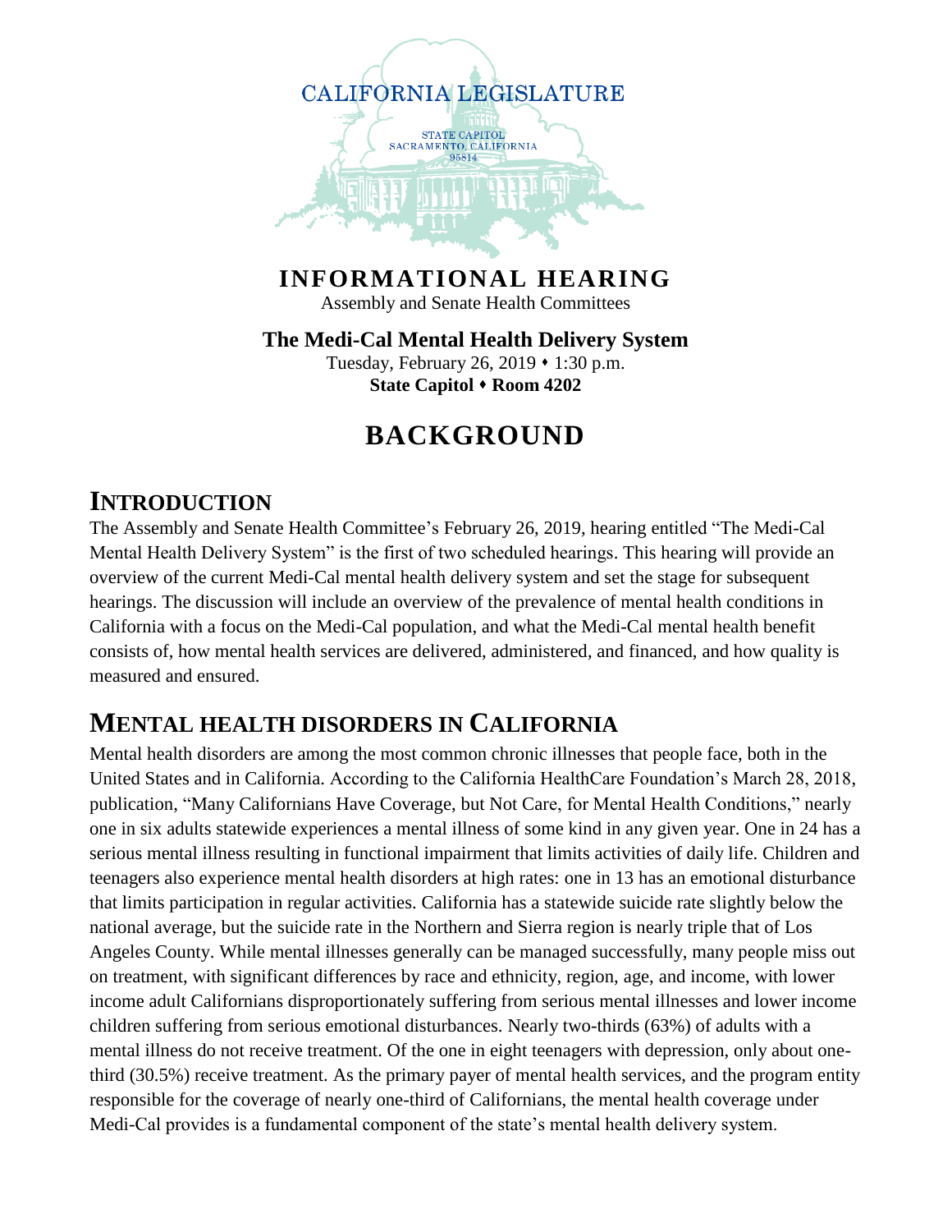CALIFORNIA LEGISLATURE

STATE CAPITOL
SACRAMENTO, CALIFORNIA
95814

# INFORMATIONAL HEARING

Assembly and Senate Health Committees

**The Medi-Cal Mental Health Delivery System**

Tuesday, February 26, 2019 ⬩ 1:30 p.m.

**State Capitol ⬩ Room 4202**

# BACKGROUND

## INTRODUCTION

The Assembly and Senate Health Committee's February 26, 2019, hearing entitled "The Medi-Cal Mental Health Delivery System" is the first of two scheduled hearings. This hearing will provide an overview of the current Medi-Cal mental health delivery system and set the stage for subsequent hearings. The discussion will include an overview of the prevalence of mental health conditions in California with a focus on the Medi-Cal population, and what the Medi-Cal mental health benefit consists of, how mental health services are delivered, administered, and financed, and how quality is measured and ensured.

## MENTAL HEALTH DISORDERS IN CALIFORNIA

Mental health disorders are among the most common chronic illnesses that people face, both in the United States and in California. According to the California HealthCare Foundation's March 28, 2018, publication, "Many Californians Have Coverage, but Not Care, for Mental Health Conditions," nearly one in six adults statewide experiences a mental illness of some kind in any given year. One in 24 has a serious mental illness resulting in functional impairment that limits activities of daily life. Children and teenagers also experience mental health disorders at high rates: one in 13 has an emotional disturbance that limits participation in regular activities. California has a statewide suicide rate slightly below the national average, but the suicide rate in the Northern and Sierra region is nearly triple that of Los Angeles County. While mental illnesses generally can be managed successfully, many people miss out on treatment, with significant differences by race and ethnicity, region, age, and income, with lower income adult Californians disproportionately suffering from serious mental illnesses and lower income children suffering from serious emotional disturbances. Nearly two-thirds (63%) of adults with a mental illness do not receive treatment. Of the one in eight teenagers with depression, only about one-third (30.5%) receive treatment. As the primary payer of mental health services, and the program entity responsible for the coverage of nearly one-third of Californians, the mental health coverage under Medi-Cal provides is a fundamental component of the state's mental health delivery system.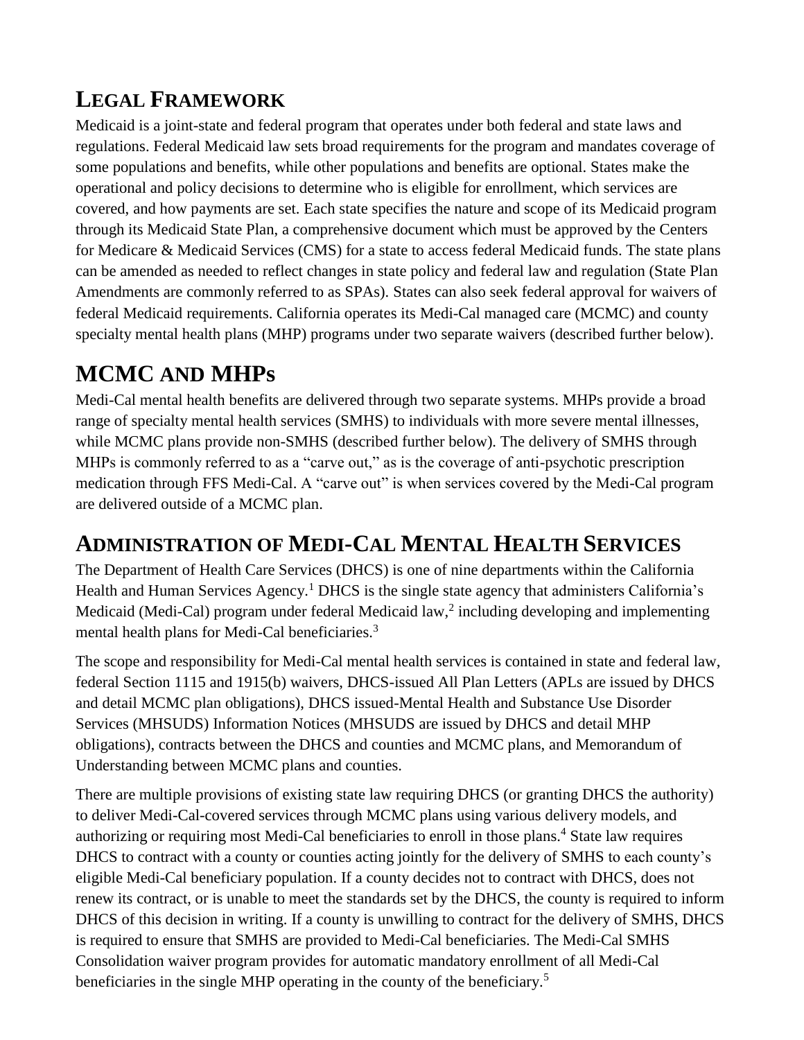## LEGAL FRAMEWORK

Medicaid is a joint-state and federal program that operates under both federal and state laws and regulations. Federal Medicaid law sets broad requirements for the program and mandates coverage of some populations and benefits, while other populations and benefits are optional. States make the operational and policy decisions to determine who is eligible for enrollment, which services are covered, and how payments are set. Each state specifies the nature and scope of its Medicaid program through its Medicaid State Plan, a comprehensive document which must be approved by the Centers for Medicare & Medicaid Services (CMS) for a state to access federal Medicaid funds. The state plans can be amended as needed to reflect changes in state policy and federal law and regulation (State Plan Amendments are commonly referred to as SPAs). States can also seek federal approval for waivers of federal Medicaid requirements. California operates its Medi-Cal managed care (MCMC) and county specialty mental health plans (MHP) programs under two separate waivers (described further below).

## MCMC AND MHPs

Medi-Cal mental health benefits are delivered through two separate systems. MHPs provide a broad range of specialty mental health services (SMHS) to individuals with more severe mental illnesses, while MCMC plans provide non-SMHS (described further below). The delivery of SMHS through MHPs is commonly referred to as a "carve out," as is the coverage of anti-psychotic prescription medication through FFS Medi-Cal. A "carve out" is when services covered by the Medi-Cal program are delivered outside of a MCMC plan.

## ADMINISTRATION OF MEDI-CAL MENTAL HEALTH SERVICES

The Department of Health Care Services (DHCS) is one of nine departments within the California Health and Human Services Agency.[1] DHCS is the single state agency that administers California's Medicaid (Medi-Cal) program under federal Medicaid law,[2] including developing and implementing mental health plans for Medi-Cal beneficiaries.[3]

The scope and responsibility for Medi-Cal mental health services is contained in state and federal law, federal Section 1115 and 1915(b) waivers, DHCS-issued All Plan Letters (APLs are issued by DHCS and detail MCMC plan obligations), DHCS issued-Mental Health and Substance Use Disorder Services (MHSUDS) Information Notices (MHSUDS are issued by DHCS and detail MHP obligations), contracts between the DHCS and counties and MCMC plans, and Memorandum of Understanding between MCMC plans and counties.

There are multiple provisions of existing state law requiring DHCS (or granting DHCS the authority) to deliver Medi-Cal-covered services through MCMC plans using various delivery models, and authorizing or requiring most Medi-Cal beneficiaries to enroll in those plans.[4] State law requires DHCS to contract with a county or counties acting jointly for the delivery of SMHS to each county's eligible Medi-Cal beneficiary population. If a county decides not to contract with DHCS, does not renew its contract, or is unable to meet the standards set by the DHCS, the county is required to inform DHCS of this decision in writing. If a county is unwilling to contract for the delivery of SMHS, DHCS is required to ensure that SMHS are provided to Medi-Cal beneficiaries. The Medi-Cal SMHS Consolidation waiver program provides for automatic mandatory enrollment of all Medi-Cal beneficiaries in the single MHP operating in the county of the beneficiary.[5]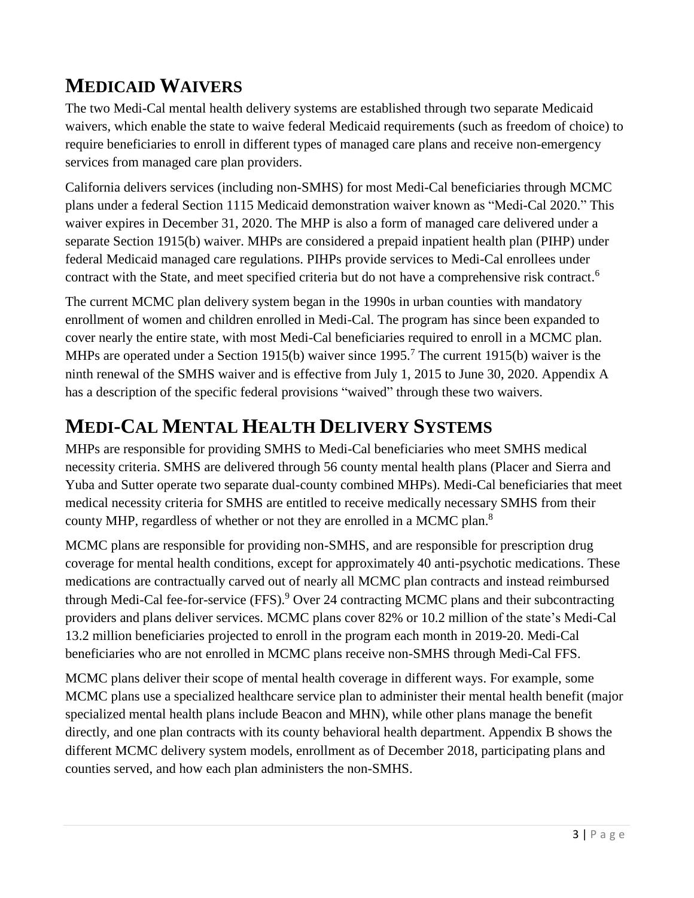# MEDICAID WAIVERS

The two Medi-Cal mental health delivery systems are established through two separate Medicaid waivers, which enable the state to waive federal Medicaid requirements (such as freedom of choice) to require beneficiaries to enroll in different types of managed care plans and receive non-emergency services from managed care plan providers.

California delivers services (including non-SMHS) for most Medi-Cal beneficiaries through MCMC plans under a federal Section 1115 Medicaid demonstration waiver known as "Medi-Cal 2020." This waiver expires in December 31, 2020. The MHP is also a form of managed care delivered under a separate Section 1915(b) waiver. MHPs are considered a prepaid inpatient health plan (PIHP) under federal Medicaid managed care regulations. PIHPs provide services to Medi-Cal enrollees under contract with the State, and meet specified criteria but do not have a comprehensive risk contract.[6]

The current MCMC plan delivery system began in the 1990s in urban counties with mandatory enrollment of women and children enrolled in Medi-Cal. The program has since been expanded to cover nearly the entire state, with most Medi-Cal beneficiaries required to enroll in a MCMC plan. MHPs are operated under a Section 1915(b) waiver since 1995.[7] The current 1915(b) waiver is the ninth renewal of the SMHS waiver and is effective from July 1, 2015 to June 30, 2020. Appendix A has a description of the specific federal provisions "waived" through these two waivers.

# MEDI-CAL MENTAL HEALTH DELIVERY SYSTEMS

MHPs are responsible for providing SMHS to Medi-Cal beneficiaries who meet SMHS medical necessity criteria. SMHS are delivered through 56 county mental health plans (Placer and Sierra and Yuba and Sutter operate two separate dual-county combined MHPs). Medi-Cal beneficiaries that meet medical necessity criteria for SMHS are entitled to receive medically necessary SMHS from their county MHP, regardless of whether or not they are enrolled in a MCMC plan.[8]

MCMC plans are responsible for providing non-SMHS, and are responsible for prescription drug coverage for mental health conditions, except for approximately 40 anti-psychotic medications. These medications are contractually carved out of nearly all MCMC plan contracts and instead reimbursed through Medi-Cal fee-for-service (FFS).[9] Over 24 contracting MCMC plans and their subcontracting providers and plans deliver services. MCMC plans cover 82% or 10.2 million of the state's Medi-Cal 13.2 million beneficiaries projected to enroll in the program each month in 2019-20. Medi-Cal beneficiaries who are not enrolled in MCMC plans receive non-SMHS through Medi-Cal FFS.

MCMC plans deliver their scope of mental health coverage in different ways. For example, some MCMC plans use a specialized healthcare service plan to administer their mental health benefit (major specialized mental health plans include Beacon and MHN), while other plans manage the benefit directly, and one plan contracts with its county behavioral health department. Appendix B shows the different MCMC delivery system models, enrollment as of December 2018, participating plans and counties served, and how each plan administers the non-SMHS.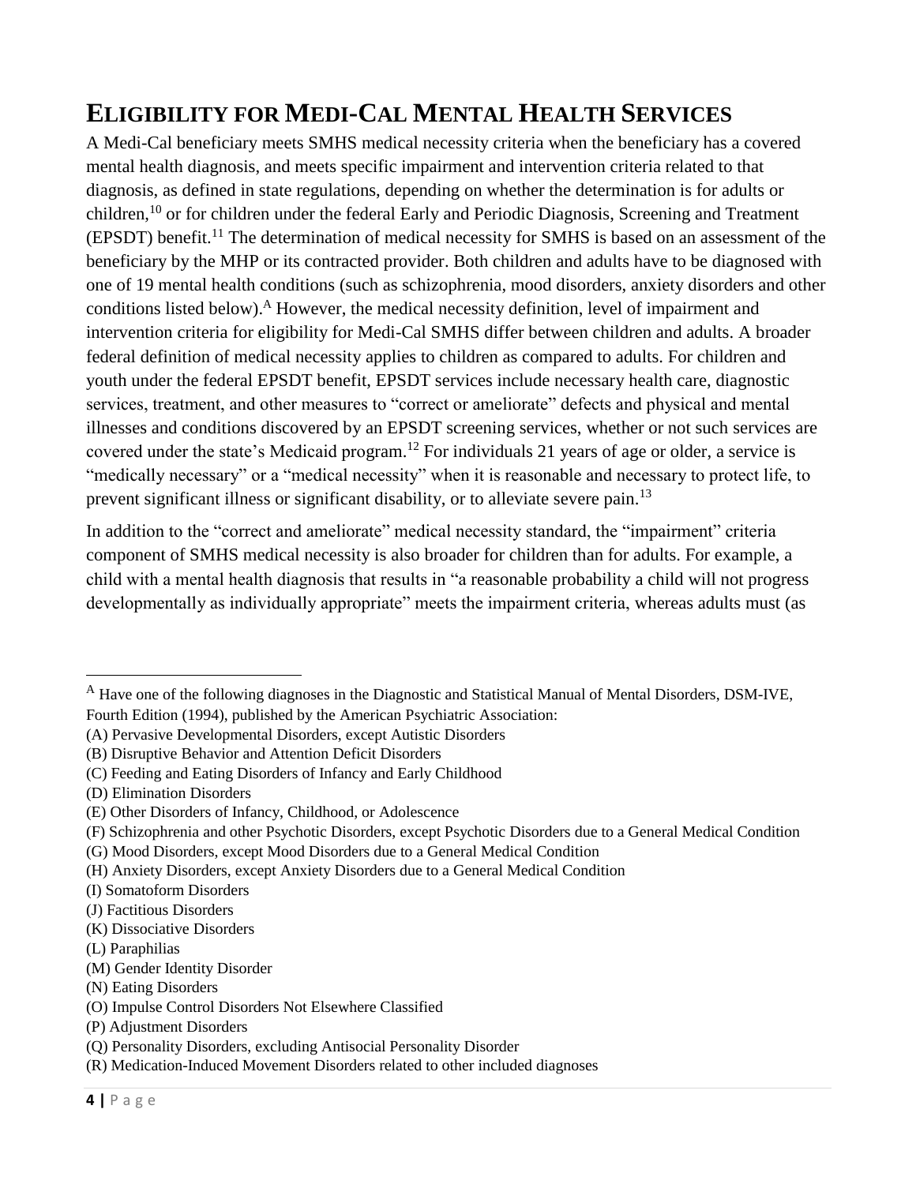# ELIGIBILITY FOR MEDI-CAL MENTAL HEALTH SERVICES

A Medi-Cal beneficiary meets SMHS medical necessity criteria when the beneficiary has a covered mental health diagnosis, and meets specific impairment and intervention criteria related to that diagnosis, as defined in state regulations, depending on whether the determination is for adults or children,[10] or for children under the federal Early and Periodic Diagnosis, Screening and Treatment (EPSDT) benefit.[11] The determination of medical necessity for SMHS is based on an assessment of the beneficiary by the MHP or its contracted provider. Both children and adults have to be diagnosed with one of 19 mental health conditions (such as schizophrenia, mood disorders, anxiety disorders and other conditions listed below).[A] However, the medical necessity definition, level of impairment and intervention criteria for eligibility for Medi-Cal SMHS differ between children and adults. A broader federal definition of medical necessity applies to children as compared to adults. For children and youth under the federal EPSDT benefit, EPSDT services include necessary health care, diagnostic services, treatment, and other measures to "correct or ameliorate" defects and physical and mental illnesses and conditions discovered by an EPSDT screening services, whether or not such services are covered under the state's Medicaid program.[12] For individuals 21 years of age or older, a service is "medically necessary" or a "medical necessity" when it is reasonable and necessary to protect life, to prevent significant illness or significant disability, or to alleviate severe pain.[13]

In addition to the "correct and ameliorate" medical necessity standard, the "impairment" criteria component of SMHS medical necessity is also broader for children than for adults. For example, a child with a mental health diagnosis that results in "a reasonable probability a child will not progress developmentally as individually appropriate" meets the impairment criteria, whereas adults must (as

---

[A] Have one of the following diagnoses in the Diagnostic and Statistical Manual of Mental Disorders, DSM-IVE, Fourth Edition (1994), published by the American Psychiatric Association:

(A) Pervasive Developmental Disorders, except Autistic Disorders
(B) Disruptive Behavior and Attention Deficit Disorders
(C) Feeding and Eating Disorders of Infancy and Early Childhood
(D) Elimination Disorders
(E) Other Disorders of Infancy, Childhood, or Adolescence
(F) Schizophrenia and other Psychotic Disorders, except Psychotic Disorders due to a General Medical Condition
(G) Mood Disorders, except Mood Disorders due to a General Medical Condition
(H) Anxiety Disorders, except Anxiety Disorders due to a General Medical Condition
(I) Somatoform Disorders
(J) Factitious Disorders
(K) Dissociative Disorders
(L) Paraphilias
(M) Gender Identity Disorder
(N) Eating Disorders
(O) Impulse Control Disorders Not Elsewhere Classified
(P) Adjustment Disorders
(Q) Personality Disorders, excluding Antisocial Personality Disorder
(R) Medication-Induced Movement Disorders related to other included diagnoses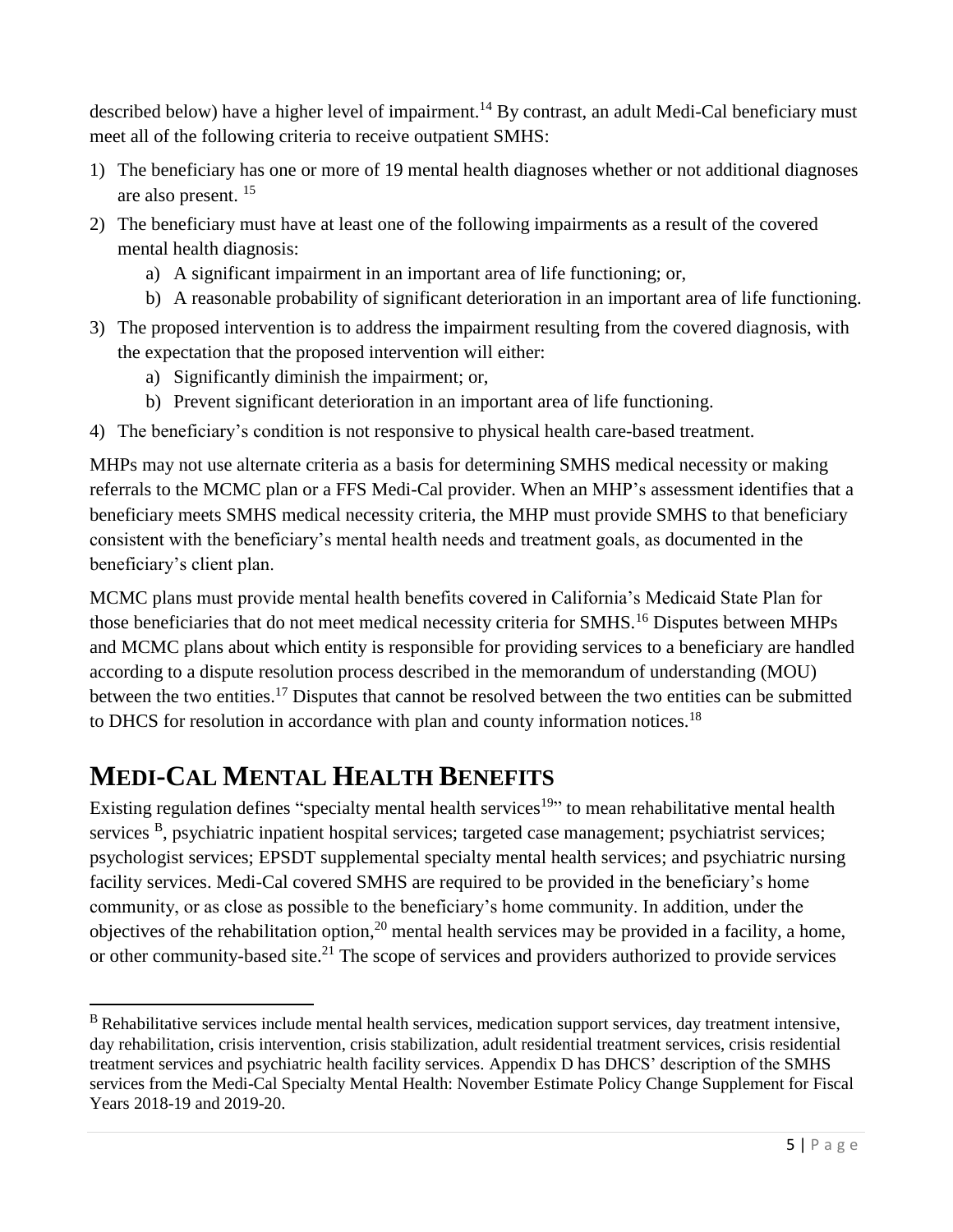described below) have a higher level of impairment.[14] By contrast, an adult Medi-Cal beneficiary must meet all of the following criteria to receive outpatient SMHS:

1) The beneficiary has one or more of 19 mental health diagnoses whether or not additional diagnoses are also present. [15]
2) The beneficiary must have at least one of the following impairments as a result of the covered mental health diagnosis:
   a) A significant impairment in an important area of life functioning; or,
   b) A reasonable probability of significant deterioration in an important area of life functioning.
3) The proposed intervention is to address the impairment resulting from the covered diagnosis, with the expectation that the proposed intervention will either:
   a) Significantly diminish the impairment; or,
   b) Prevent significant deterioration in an important area of life functioning.
4) The beneficiary's condition is not responsive to physical health care-based treatment.

MHPs may not use alternate criteria as a basis for determining SMHS medical necessity or making referrals to the MCMC plan or a FFS Medi-Cal provider. When an MHP's assessment identifies that a beneficiary meets SMHS medical necessity criteria, the MHP must provide SMHS to that beneficiary consistent with the beneficiary's mental health needs and treatment goals, as documented in the beneficiary's client plan.

MCMC plans must provide mental health benefits covered in California's Medicaid State Plan for those beneficiaries that do not meet medical necessity criteria for SMHS.[16] Disputes between MHPs and MCMC plans about which entity is responsible for providing services to a beneficiary are handled according to a dispute resolution process described in the memorandum of understanding (MOU) between the two entities.[17] Disputes that cannot be resolved between the two entities can be submitted to DHCS for resolution in accordance with plan and county information notices.[18]

# MEDI-CAL MENTAL HEALTH BENEFITS

Existing regulation defines "specialty mental health services[19]" to mean rehabilitative mental health services [B], psychiatric inpatient hospital services; targeted case management; psychiatrist services; psychologist services; EPSDT supplemental specialty mental health services; and psychiatric nursing facility services. Medi-Cal covered SMHS are required to be provided in the beneficiary's home community, or as close as possible to the beneficiary's home community. In addition, under the objectives of the rehabilitation option,[20] mental health services may be provided in a facility, a home, or other community-based site.[21] The scope of services and providers authorized to provide services

---

[B] Rehabilitative services include mental health services, medication support services, day treatment intensive, day rehabilitation, crisis intervention, crisis stabilization, adult residential treatment services, crisis residential treatment services and psychiatric health facility services. Appendix D has DHCS' description of the SMHS services from the Medi-Cal Specialty Mental Health: November Estimate Policy Change Supplement for Fiscal Years 2018-19 and 2019-20.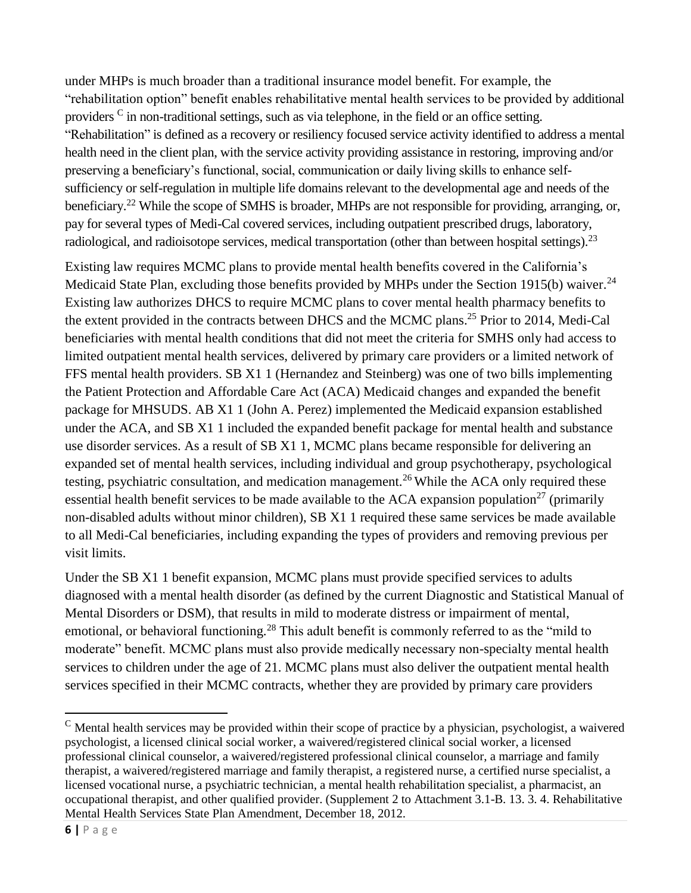under MHPs is much broader than a traditional insurance model benefit. For example, the "rehabilitation option" benefit enables rehabilitative mental health services to be provided by additional providers [C] in non-traditional settings, such as via telephone, in the field or an office setting. "Rehabilitation" is defined as a recovery or resiliency focused service activity identified to address a mental health need in the client plan, with the service activity providing assistance in restoring, improving and/or preserving a beneficiary's functional, social, communication or daily living skills to enhance self-sufficiency or self-regulation in multiple life domains relevant to the developmental age and needs of the beneficiary.[22] While the scope of SMHS is broader, MHPs are not responsible for providing, arranging, or, pay for several types of Medi-Cal covered services, including outpatient prescribed drugs, laboratory, radiological, and radioisotope services, medical transportation (other than between hospital settings).[23]

Existing law requires MCMC plans to provide mental health benefits covered in the California's Medicaid State Plan, excluding those benefits provided by MHPs under the Section 1915(b) waiver.[24] Existing law authorizes DHCS to require MCMC plans to cover mental health pharmacy benefits to the extent provided in the contracts between DHCS and the MCMC plans.[25] Prior to 2014, Medi-Cal beneficiaries with mental health conditions that did not meet the criteria for SMHS only had access to limited outpatient mental health services, delivered by primary care providers or a limited network of FFS mental health providers. SB X1 1 (Hernandez and Steinberg) was one of two bills implementing the Patient Protection and Affordable Care Act (ACA) Medicaid changes and expanded the benefit package for MHSUDS. AB X1 1 (John A. Perez) implemented the Medicaid expansion established under the ACA, and SB X1 1 included the expanded benefit package for mental health and substance use disorder services. As a result of SB X1 1, MCMC plans became responsible for delivering an expanded set of mental health services, including individual and group psychotherapy, psychological testing, psychiatric consultation, and medication management.[26] While the ACA only required these essential health benefit services to be made available to the ACA expansion population[27] (primarily non-disabled adults without minor children), SB X1 1 required these same services be made available to all Medi-Cal beneficiaries, including expanding the types of providers and removing previous per visit limits.

Under the SB X1 1 benefit expansion, MCMC plans must provide specified services to adults diagnosed with a mental health disorder (as defined by the current Diagnostic and Statistical Manual of Mental Disorders or DSM), that results in mild to moderate distress or impairment of mental, emotional, or behavioral functioning.[28] This adult benefit is commonly referred to as the "mild to moderate" benefit. MCMC plans must also provide medically necessary non-specialty mental health services to children under the age of 21. MCMC plans must also deliver the outpatient mental health services specified in their MCMC contracts, whether they are provided by primary care providers

---

[C] Mental health services may be provided within their scope of practice by a physician, psychologist, a waivered psychologist, a licensed clinical social worker, a waivered/registered clinical social worker, a licensed professional clinical counselor, a waivered/registered professional clinical counselor, a marriage and family therapist, a waivered/registered marriage and family therapist, a registered nurse, a certified nurse specialist, a licensed vocational nurse, a psychiatric technician, a mental health rehabilitation specialist, a pharmacist, an occupational therapist, and other qualified provider. (Supplement 2 to Attachment 3.1-B. 13. 3. 4. Rehabilitative Mental Health Services State Plan Amendment, December 18, 2012.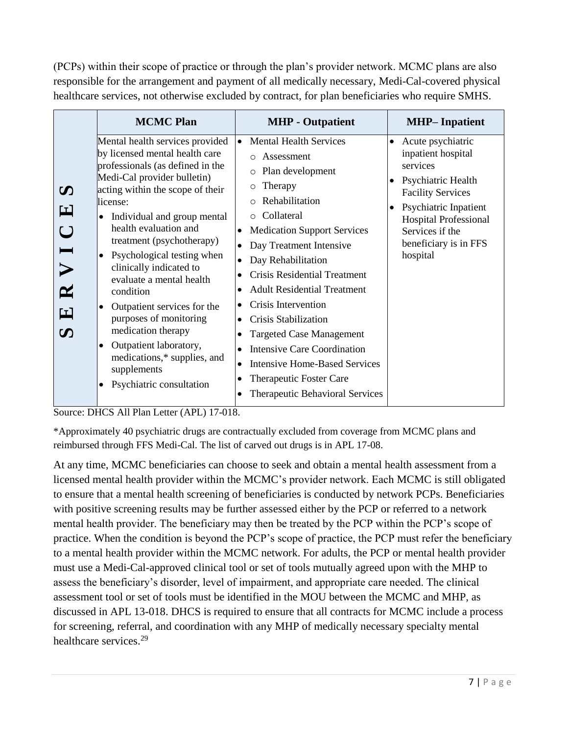(PCPs) within their scope of practice or through the plan's provider network. MCMC plans are also responsible for the arrangement and payment of all medically necessary, Medi-Cal-covered physical healthcare services, not otherwise excluded by contract, for plan beneficiaries who require SMHS.

| | MCMC Plan | MHP - Outpatient | MHP– Inpatient |
|---|---|---|---|
| SERVICES | Mental health services provided by licensed mental health care professionals (as defined in the Medi-Cal provider bulletin) acting within the scope of their license:<br>• Individual and group mental health evaluation and treatment (psychotherapy)<br>• Psychological testing when clinically indicated to evaluate a mental health condition<br>• Outpatient services for the purposes of monitoring medication therapy<br>• Outpatient laboratory, medications,* supplies, and supplements<br>• Psychiatric consultation | • Mental Health Services<br>  ○ Assessment<br>  ○ Plan development<br>  ○ Therapy<br>  ○ Rehabilitation<br>  ○ Collateral<br>• Medication Support Services<br>• Day Treatment Intensive<br>• Day Rehabilitation<br>• Crisis Residential Treatment<br>• Adult Residential Treatment<br>• Crisis Intervention<br>• Crisis Stabilization<br>• Targeted Case Management<br>• Intensive Care Coordination<br>• Intensive Home-Based Services<br>• Therapeutic Foster Care<br>• Therapeutic Behavioral Services | • Acute psychiatric inpatient hospital services<br>• Psychiatric Health Facility Services<br>• Psychiatric Inpatient Hospital Professional Services if the beneficiary is in FFS hospital |

Source: DHCS All Plan Letter (APL) 17-018.

*Approximately 40 psychiatric drugs are contractually excluded from coverage from MCMC plans and reimbursed through FFS Medi-Cal. The list of carved out drugs is in APL 17-08.

At any time, MCMC beneficiaries can choose to seek and obtain a mental health assessment from a licensed mental health provider within the MCMC's provider network. Each MCMC is still obligated to ensure that a mental health screening of beneficiaries is conducted by network PCPs. Beneficiaries with positive screening results may be further assessed either by the PCP or referred to a network mental health provider. The beneficiary may then be treated by the PCP within the PCP's scope of practice. When the condition is beyond the PCP's scope of practice, the PCP must refer the beneficiary to a mental health provider within the MCMC network. For adults, the PCP or mental health provider must use a Medi-Cal-approved clinical tool or set of tools mutually agreed upon with the MHP to assess the beneficiary's disorder, level of impairment, and appropriate care needed. The clinical assessment tool or set of tools must be identified in the MOU between the MCMC and MHP, as discussed in APL 13-018. DHCS is required to ensure that all contracts for MCMC include a process for screening, referral, and coordination with any MHP of medically necessary specialty mental healthcare services.[29]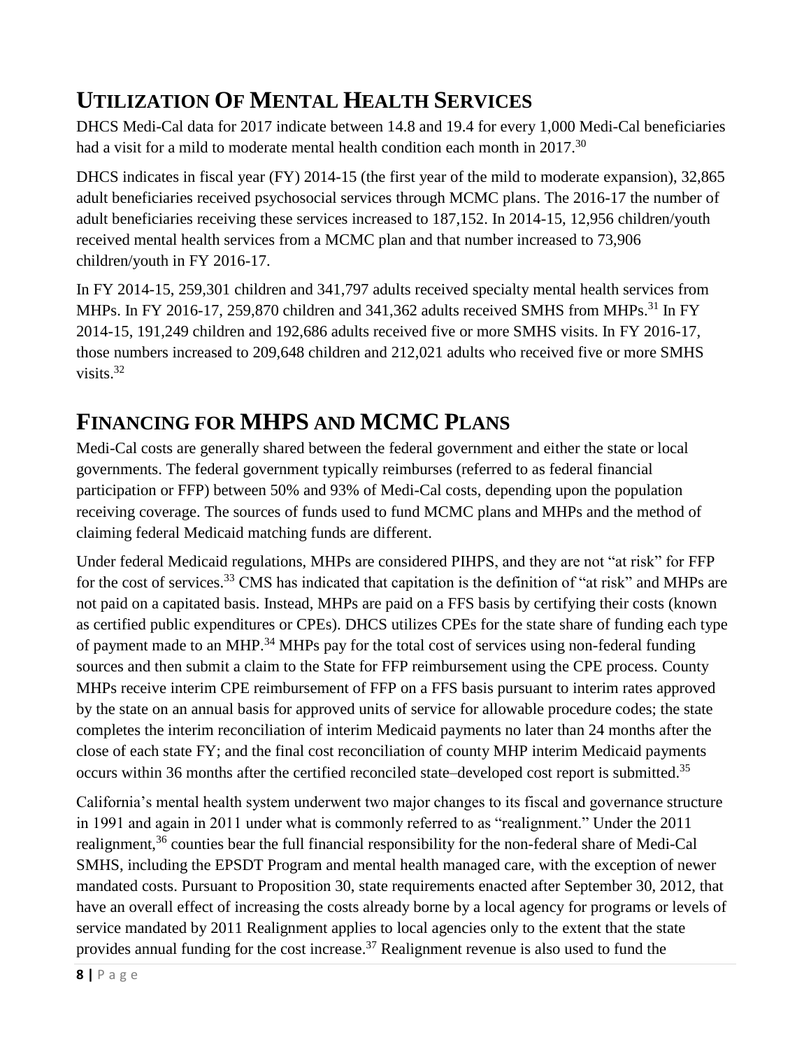## Utilization Of Mental Health Services

DHCS Medi-Cal data for 2017 indicate between 14.8 and 19.4 for every 1,000 Medi-Cal beneficiaries had a visit for a mild to moderate mental health condition each month in 2017.[30]

DHCS indicates in fiscal year (FY) 2014-15 (the first year of the mild to moderate expansion), 32,865 adult beneficiaries received psychosocial services through MCMC plans. The 2016-17 the number of adult beneficiaries receiving these services increased to 187,152. In 2014-15, 12,956 children/youth received mental health services from a MCMC plan and that number increased to 73,906 children/youth in FY 2016-17.

In FY 2014-15, 259,301 children and 341,797 adults received specialty mental health services from MHPs. In FY 2016-17, 259,870 children and 341,362 adults received SMHS from MHPs.[31] In FY 2014-15, 191,249 children and 192,686 adults received five or more SMHS visits. In FY 2016-17, those numbers increased to 209,648 children and 212,021 adults who received five or more SMHS visits.[32]

## Financing for MHPS and MCMC Plans

Medi-Cal costs are generally shared between the federal government and either the state or local governments. The federal government typically reimburses (referred to as federal financial participation or FFP) between 50% and 93% of Medi-Cal costs, depending upon the population receiving coverage. The sources of funds used to fund MCMC plans and MHPs and the method of claiming federal Medicaid matching funds are different.

Under federal Medicaid regulations, MHPs are considered PIHPS, and they are not "at risk" for FFP for the cost of services.[33] CMS has indicated that capitation is the definition of "at risk" and MHPs are not paid on a capitated basis. Instead, MHPs are paid on a FFS basis by certifying their costs (known as certified public expenditures or CPEs). DHCS utilizes CPEs for the state share of funding each type of payment made to an MHP.[34] MHPs pay for the total cost of services using non-federal funding sources and then submit a claim to the State for FFP reimbursement using the CPE process. County MHPs receive interim CPE reimbursement of FFP on a FFS basis pursuant to interim rates approved by the state on an annual basis for approved units of service for allowable procedure codes; the state completes the interim reconciliation of interim Medicaid payments no later than 24 months after the close of each state FY; and the final cost reconciliation of county MHP interim Medicaid payments occurs within 36 months after the certified reconciled state–developed cost report is submitted.[35]

California's mental health system underwent two major changes to its fiscal and governance structure in 1991 and again in 2011 under what is commonly referred to as "realignment." Under the 2011 realignment,[36] counties bear the full financial responsibility for the non-federal share of Medi-Cal SMHS, including the EPSDT Program and mental health managed care, with the exception of newer mandated costs. Pursuant to Proposition 30, state requirements enacted after September 30, 2012, that have an overall effect of increasing the costs already borne by a local agency for programs or levels of service mandated by 2011 Realignment applies to local agencies only to the extent that the state provides annual funding for the cost increase.[37] Realignment revenue is also used to fund the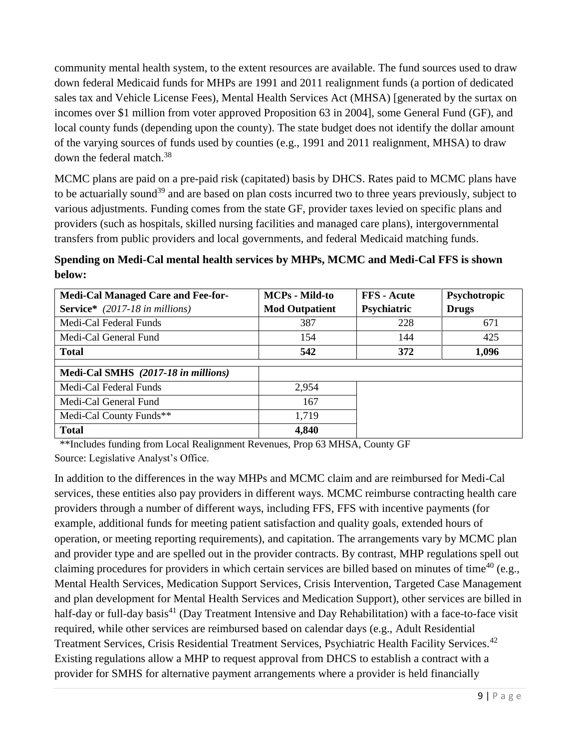community mental health system, to the extent resources are available. The fund sources used to draw down federal Medicaid funds for MHPs are 1991 and 2011 realignment funds (a portion of dedicated sales tax and Vehicle License Fees), Mental Health Services Act (MHSA) [generated by the surtax on incomes over $1 million from voter approved Proposition 63 in 2004], some General Fund (GF), and local county funds (depending upon the county). The state budget does not identify the dollar amount of the varying sources of funds used by counties (e.g., 1991 and 2011 realignment, MHSA) to draw down the federal match.[38]

MCMC plans are paid on a pre-paid risk (capitated) basis by DHCS. Rates paid to MCMC plans have to be actuarially sound[39] and are based on plan costs incurred two to three years previously, subject to various adjustments. Funding comes from the state GF, provider taxes levied on specific plans and providers (such as hospitals, skilled nursing facilities and managed care plans), intergovernmental transfers from public providers and local governments, and federal Medicaid matching funds.

**Spending on Medi-Cal mental health services by MHPs, MCMC and Medi-Cal FFS is shown below:**

| **Medi-Cal Managed Care and Fee-for-Service*** *(2017-18 in millions)* | **MCPs - Mild-to Mod Outpatient** | **FFS - Acute Psychiatric** | **Psychotropic Drugs** |
|---|---|---|---|
| Medi-Cal Federal Funds | 387 | 228 | 671 |
| Medi-Cal General Fund | 154 | 144 | 425 |
| **Total** | **542** | **372** | **1,096** |
| | | | |
| **Medi-Cal SMHS** ***(2017-18 in millions)*** | | | |
| Medi-Cal Federal Funds | 2,954 | | |
| Medi-Cal General Fund | 167 | | |
| Medi-Cal County Funds** | 1,719 | | |
| **Total** | **4,840** | | |

**Includes funding from Local Realignment Revenues, Prop 63 MHSA, County GF

Source: Legislative Analyst's Office.

In addition to the differences in the way MHPs and MCMC claim and are reimbursed for Medi-Cal services, these entities also pay providers in different ways. MCMC reimburse contracting health care providers through a number of different ways, including FFS, FFS with incentive payments (for example, additional funds for meeting patient satisfaction and quality goals, extended hours of operation, or meeting reporting requirements), and capitation. The arrangements vary by MCMC plan and provider type and are spelled out in the provider contracts. By contrast, MHP regulations spell out claiming procedures for providers in which certain services are billed based on minutes of time[40] (e.g., Mental Health Services, Medication Support Services, Crisis Intervention, Targeted Case Management and plan development for Mental Health Services and Medication Support), other services are billed in half-day or full-day basis[41] (Day Treatment Intensive and Day Rehabilitation) with a face-to-face visit required, while other services are reimbursed based on calendar days (e.g., Adult Residential Treatment Services, Crisis Residential Treatment Services, Psychiatric Health Facility Services.[42] Existing regulations allow a MHP to request approval from DHCS to establish a contract with a provider for SMHS for alternative payment arrangements where a provider is held financially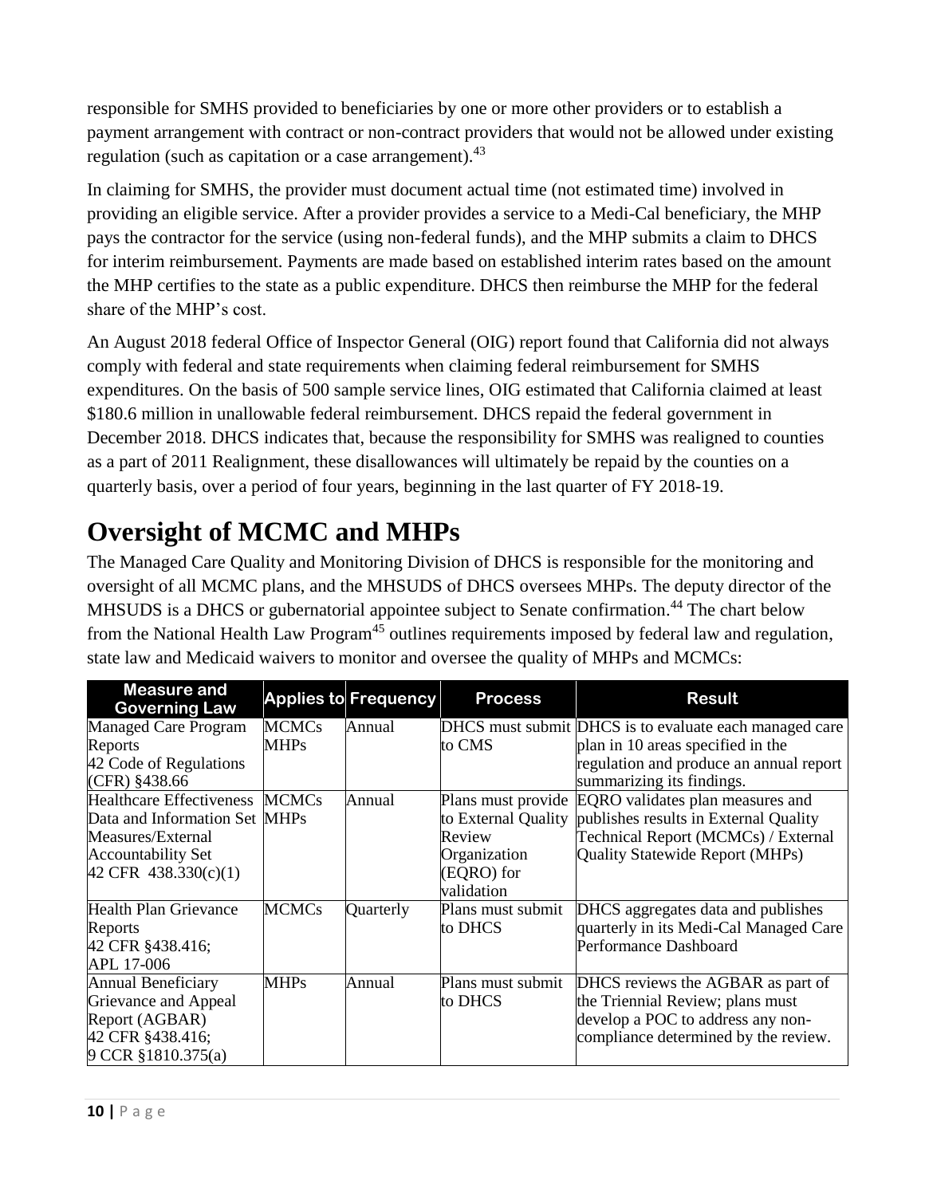responsible for SMHS provided to beneficiaries by one or more other providers or to establish a payment arrangement with contract or non-contract providers that would not be allowed under existing regulation (such as capitation or a case arrangement).[43]

In claiming for SMHS, the provider must document actual time (not estimated time) involved in providing an eligible service. After a provider provides a service to a Medi-Cal beneficiary, the MHP pays the contractor for the service (using non-federal funds), and the MHP submits a claim to DHCS for interim reimbursement. Payments are made based on established interim rates based on the amount the MHP certifies to the state as a public expenditure. DHCS then reimburse the MHP for the federal share of the MHP's cost.

An August 2018 federal Office of Inspector General (OIG) report found that California did not always comply with federal and state requirements when claiming federal reimbursement for SMHS expenditures. On the basis of 500 sample service lines, OIG estimated that California claimed at least $180.6 million in unallowable federal reimbursement. DHCS repaid the federal government in December 2018. DHCS indicates that, because the responsibility for SMHS was realigned to counties as a part of 2011 Realignment, these disallowances will ultimately be repaid by the counties on a quarterly basis, over a period of four years, beginning in the last quarter of FY 2018-19.

# Oversight of MCMC and MHPs

The Managed Care Quality and Monitoring Division of DHCS is responsible for the monitoring and oversight of all MCMC plans, and the MHSUDS of DHCS oversees MHPs. The deputy director of the MHSUDS is a DHCS or gubernatorial appointee subject to Senate confirmation.[44] The chart below from the National Health Law Program[45] outlines requirements imposed by federal law and regulation, state law and Medicaid waivers to monitor and oversee the quality of MHPs and MCMCs:

| Measure and Governing Law | Applies to | Frequency | Process | Result |
|---|---|---|---|---|
| Managed Care Program Reports 42 Code of Regulations (CFR) §438.66 | MCMCs MHPs | Annual | DHCS must submit to CMS | DHCS is to evaluate each managed care plan in 10 areas specified in the regulation and produce an annual report summarizing its findings. |
| Healthcare Effectiveness Data and Information Set Measures/External Accountability Set 42 CFR 438.330(c)(1) | MCMCs MHPs | Annual | Plans must provide to External Quality Review Organization (EQRO) for validation | EQRO validates plan measures and publishes results in External Quality Technical Report (MCMCs) / External Quality Statewide Report (MHPs) |
| Health Plan Grievance Reports 42 CFR §438.416; APL 17-006 | MCMCs | Quarterly | Plans must submit to DHCS | DHCS aggregates data and publishes quarterly in its Medi-Cal Managed Care Performance Dashboard |
| Annual Beneficiary Grievance and Appeal Report (AGBAR) 42 CFR §438.416; 9 CCR §1810.375(a) | MHPs | Annual | Plans must submit to DHCS | DHCS reviews the AGBAR as part of the Triennial Review; plans must develop a POC to address any non-compliance determined by the review. |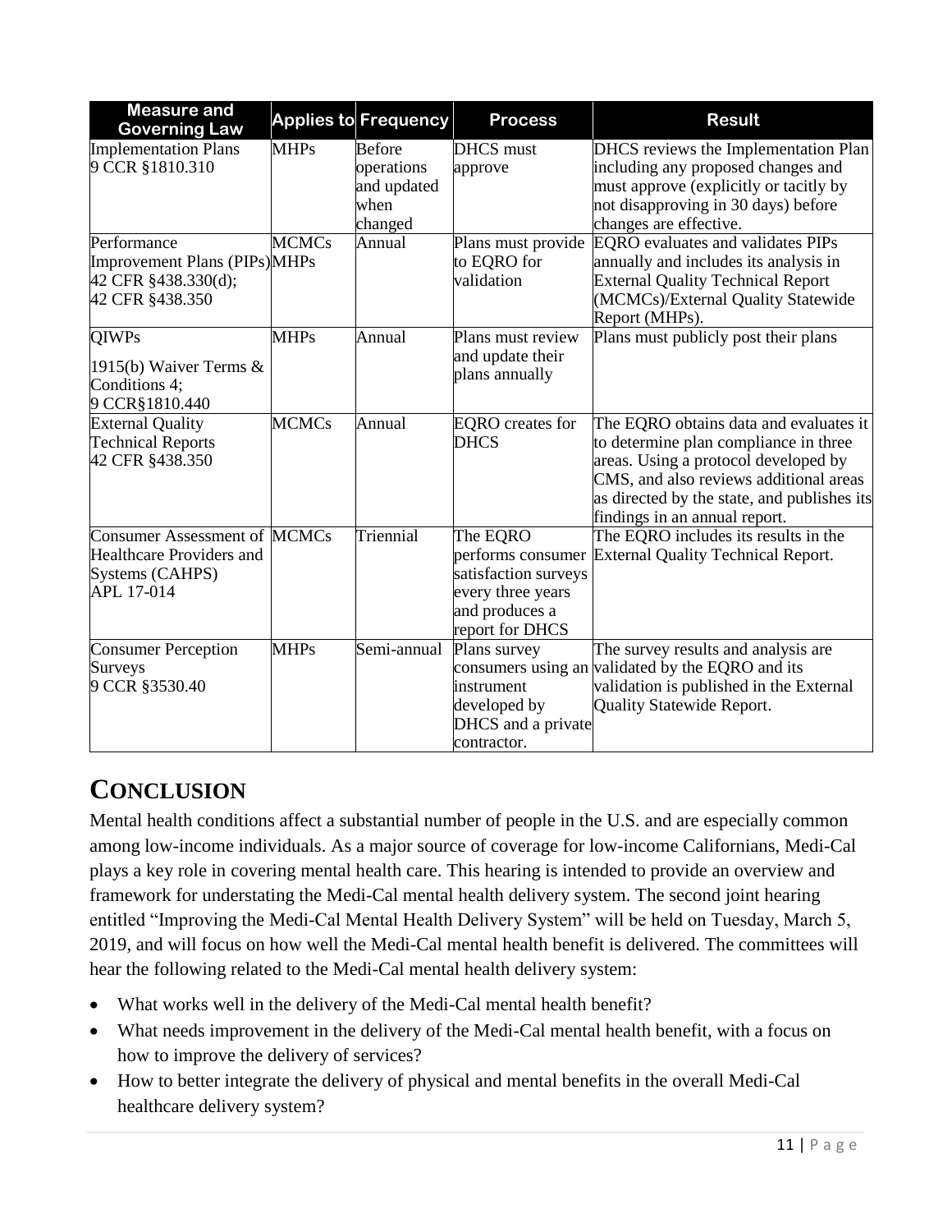| Measure and Governing Law | Applies to | Frequency | Process | Result |
|---|---|---|---|---|
| Implementation Plans 9 CCR §1810.310 | MHPs | Before operations and updated when changed | DHCS must approve | DHCS reviews the Implementation Plan including any proposed changes and must approve (explicitly or tacitly by not disapproving in 30 days) before changes are effective. |
| Performance Improvement Plans (PIPs) 42 CFR §438.330(d); 42 CFR §438.350 | MCMCs MHPs | Annual | Plans must provide to EQRO for validation | EQRO evaluates and validates PIPs annually and includes its analysis in External Quality Technical Report (MCMCs)/External Quality Statewide Report (MHPs). |
| QIWPs 1915(b) Waiver Terms & Conditions 4; 9 CCR§1810.440 | MHPs | Annual | Plans must review and update their plans annually | Plans must publicly post their plans |
| External Quality Technical Reports 42 CFR §438.350 | MCMCs | Annual | EQRO creates for DHCS | The EQRO obtains data and evaluates it to determine plan compliance in three areas. Using a protocol developed by CMS, and also reviews additional areas as directed by the state, and publishes its findings in an annual report. |
| Consumer Assessment of Healthcare Providers and Systems (CAHPS) APL 17-014 | MCMCs | Triennial | The EQRO performs consumer satisfaction surveys every three years and produces a report for DHCS | The EQRO includes its results in the External Quality Technical Report. |
| Consumer Perception Surveys 9 CCR §3530.40 | MHPs | Semi-annual | Plans survey consumers using an instrument developed by DHCS and a private contractor. | The survey results and analysis are validated by the EQRO and its validation is published in the External Quality Statewide Report. |

# CONCLUSION

Mental health conditions affect a substantial number of people in the U.S. and are especially common among low-income individuals. As a major source of coverage for low-income Californians, Medi-Cal plays a key role in covering mental health care. This hearing is intended to provide an overview and framework for understating the Medi-Cal mental health delivery system. The second joint hearing entitled "Improving the Medi-Cal Mental Health Delivery System" will be held on Tuesday, March 5, 2019, and will focus on how well the Medi-Cal mental health benefit is delivered. The committees will hear the following related to the Medi-Cal mental health delivery system:

- What works well in the delivery of the Medi-Cal mental health benefit?
- What needs improvement in the delivery of the Medi-Cal mental health benefit, with a focus on how to improve the delivery of services?
- How to better integrate the delivery of physical and mental benefits in the overall Medi-Cal healthcare delivery system?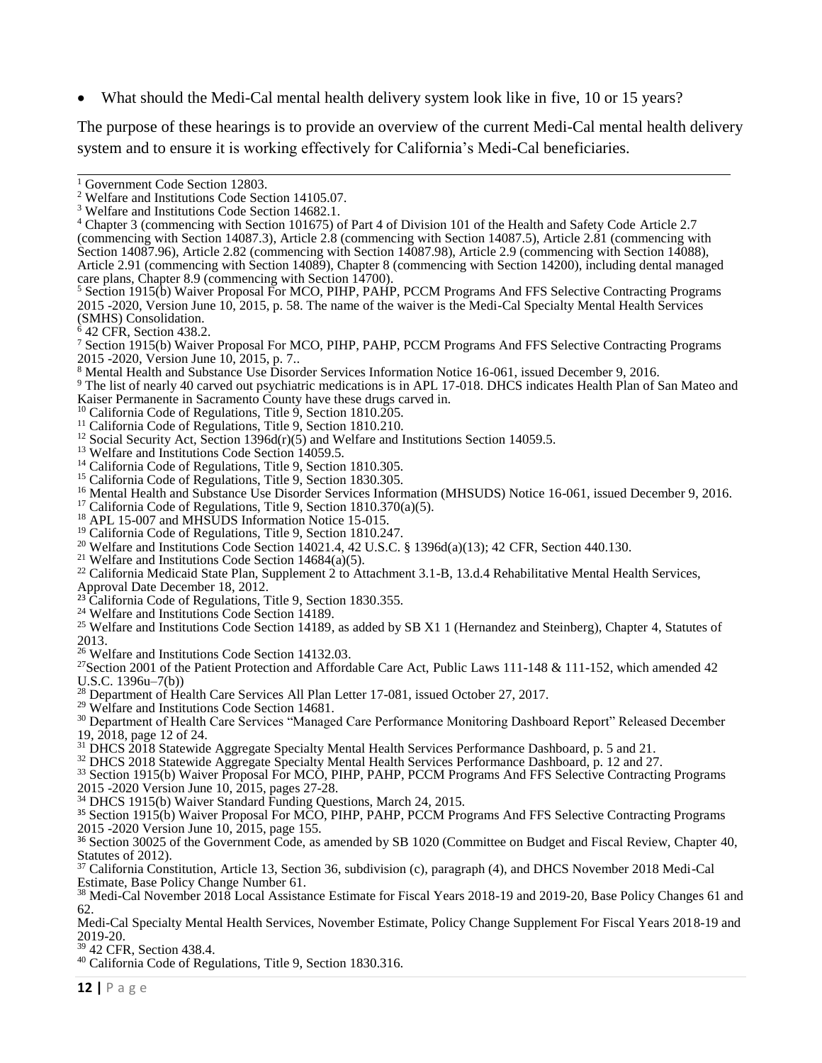- What should the Medi-Cal mental health delivery system look like in five, 10 or 15 years?

The purpose of these hearings is to provide an overview of the current Medi-Cal mental health delivery system and to ensure it is working effectively for California's Medi-Cal beneficiaries.

---

[1] Government Code Section 12803.

[2] Welfare and Institutions Code Section 14105.07.

[3] Welfare and Institutions Code Section 14682.1.

[4] Chapter 3 (commencing with Section 101675) of Part 4 of Division 101 of the Health and Safety Code Article 2.7 (commencing with Section 14087.3), Article 2.8 (commencing with Section 14087.5), Article 2.81 (commencing with Section 14087.96), Article 2.82 (commencing with Section 14087.98), Article 2.9 (commencing with Section 14088), Article 2.91 (commencing with Section 14089), Chapter 8 (commencing with Section 14200), including dental managed care plans, Chapter 8.9 (commencing with Section 14700).

[5] Section 1915(b) Waiver Proposal For MCO, PIHP, PAHP, PCCM Programs And FFS Selective Contracting Programs 2015 -2020, Version June 10, 2015, p. 58. The name of the waiver is the Medi-Cal Specialty Mental Health Services (SMHS) Consolidation.

[6] 42 CFR, Section 438.2.

[7] Section 1915(b) Waiver Proposal For MCO, PIHP, PAHP, PCCM Programs And FFS Selective Contracting Programs 2015 -2020, Version June 10, 2015, p. 7..

[8] Mental Health and Substance Use Disorder Services Information Notice 16-061, issued December 9, 2016.

[9] The list of nearly 40 carved out psychiatric medications is in APL 17-018. DHCS indicates Health Plan of San Mateo and Kaiser Permanente in Sacramento County have these drugs carved in.

[10] California Code of Regulations, Title 9, Section 1810.205.

[11] California Code of Regulations, Title 9, Section 1810.210.

[12] Social Security Act, Section 1396d(r)(5) and Welfare and Institutions Section 14059.5.

[13] Welfare and Institutions Code Section 14059.5.

[14] California Code of Regulations, Title 9, Section 1810.305.

[15] California Code of Regulations, Title 9, Section 1830.305.

[16] Mental Health and Substance Use Disorder Services Information (MHSUDS) Notice 16-061, issued December 9, 2016.

[17] California Code of Regulations, Title 9, Section 1810.370(a)(5).

[18] APL 15-007 and MHSUDS Information Notice 15-015.

[19] California Code of Regulations, Title 9, Section 1810.247.

[20] Welfare and Institutions Code Section 14021.4, 42 U.S.C. § 1396d(a)(13); 42 CFR, Section 440.130.

[21] Welfare and Institutions Code Section 14684(a)(5).

[22] California Medicaid State Plan, Supplement 2 to Attachment 3.1-B, 13.d.4 Rehabilitative Mental Health Services, Approval Date December 18, 2012.

[23] California Code of Regulations, Title 9, Section 1830.355.

[24] Welfare and Institutions Code Section 14189.

[25] Welfare and Institutions Code Section 14189, as added by SB X1 1 (Hernandez and Steinberg), Chapter 4, Statutes of 2013.

[26] Welfare and Institutions Code Section 14132.03.

[27] Section 2001 of the Patient Protection and Affordable Care Act, Public Laws 111-148 & 111-152, which amended 42 U.S.C. 1396u–7(b))

[28] Department of Health Care Services All Plan Letter 17-081, issued October 27, 2017.

[29] Welfare and Institutions Code Section 14681.

[30] Department of Health Care Services "Managed Care Performance Monitoring Dashboard Report" Released December 19, 2018, page 12 of 24.

[31] DHCS 2018 Statewide Aggregate Specialty Mental Health Services Performance Dashboard, p. 5 and 21.

[32] DHCS 2018 Statewide Aggregate Specialty Mental Health Services Performance Dashboard, p. 12 and 27.

[33] Section 1915(b) Waiver Proposal For MCO, PIHP, PAHP, PCCM Programs And FFS Selective Contracting Programs 2015 -2020 Version June 10, 2015, pages 27-28.

[34] DHCS 1915(b) Waiver Standard Funding Questions, March 24, 2015.

[35] Section 1915(b) Waiver Proposal For MCO, PIHP, PAHP, PCCM Programs And FFS Selective Contracting Programs 2015 -2020 Version June 10, 2015, page 155.

[36] Section 30025 of the Government Code, as amended by SB 1020 (Committee on Budget and Fiscal Review, Chapter 40, Statutes of 2012).

[37] California Constitution, Article 13, Section 36, subdivision (c), paragraph (4), and DHCS November 2018 Medi-Cal Estimate, Base Policy Change Number 61.

[38] Medi-Cal November 2018 Local Assistance Estimate for Fiscal Years 2018-19 and 2019-20, Base Policy Changes 61 and 62.

Medi-Cal Specialty Mental Health Services, November Estimate, Policy Change Supplement For Fiscal Years 2018-19 and 2019-20.

[39] 42 CFR, Section 438.4.

[40] California Code of Regulations, Title 9, Section 1830.316.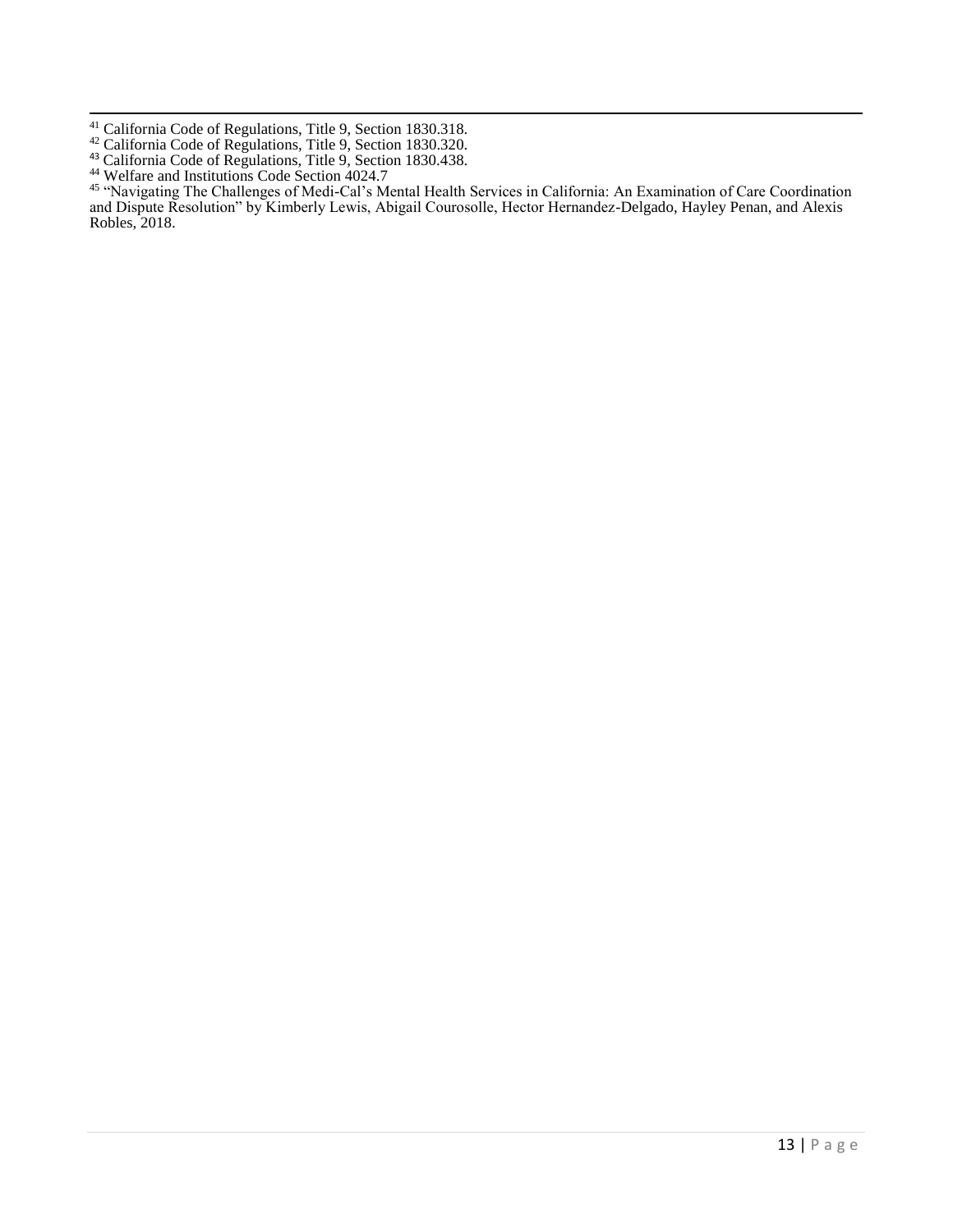[41] California Code of Regulations, Title 9, Section 1830.318.

[42] California Code of Regulations, Title 9, Section 1830.320.

[43] California Code of Regulations, Title 9, Section 1830.438.

[44] Welfare and Institutions Code Section 4024.7

[45] "Navigating The Challenges of Medi-Cal's Mental Health Services in California: An Examination of Care Coordination and Dispute Resolution" by Kimberly Lewis, Abigail Courosolle, Hector Hernandez-Delgado, Hayley Penan, and Alexis Robles, 2018.